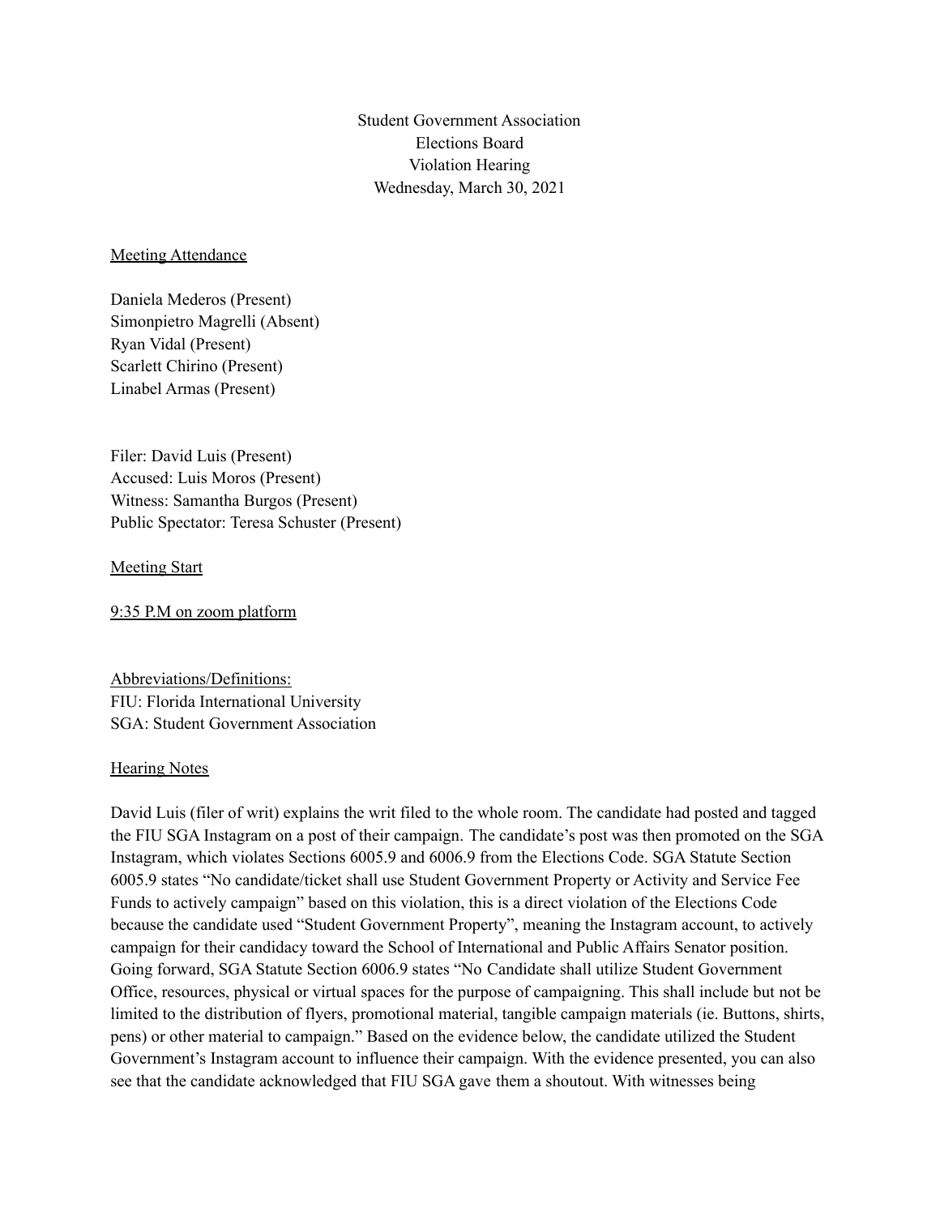Student Government Association
Elections Board
Violation Hearing
Wednesday, March 30, 2021

<u>Meeting Attendance</u>

Daniela Mederos (Present)
Simonpietro Magrelli (Absent)
Ryan Vidal (Present)
Scarlett Chirino (Present)
Linabel Armas (Present)

Filer: David Luis (Present)
Accused: Luis Moros (Present)
Witness: Samantha Burgos (Present)
Public Spectator: Teresa Schuster (Present)

<u>Meeting Start</u>

<u>9:35 P.M on zoom platform</u>

<u>Abbreviations/Definitions:</u>
FIU: Florida International University
SGA: Student Government Association

<u>Hearing Notes</u>

David Luis (filer of writ) explains the writ filed to the whole room. The candidate had posted and tagged the FIU SGA Instagram on a post of their campaign. The candidate's post was then promoted on the SGA Instagram, which violates Sections 6005.9 and 6006.9 from the Elections Code. SGA Statute Section 6005.9 states "No candidate/ticket shall use Student Government Property or Activity and Service Fee Funds to actively campaign" based on this violation, this is a direct violation of the Elections Code because the candidate used "Student Government Property", meaning the Instagram account, to actively campaign for their candidacy toward the School of International and Public Affairs Senator position. Going forward, SGA Statute Section 6006.9 states "No Candidate shall utilize Student Government Office, resources, physical or virtual spaces for the purpose of campaigning. This shall include but not be limited to the distribution of flyers, promotional material, tangible campaign materials (ie. Buttons, shirts, pens) or other material to campaign." Based on the evidence below, the candidate utilized the Student Government's Instagram account to influence their campaign. With the evidence presented, you can also see that the candidate acknowledged that FIU SGA gave them a shoutout. With witnesses being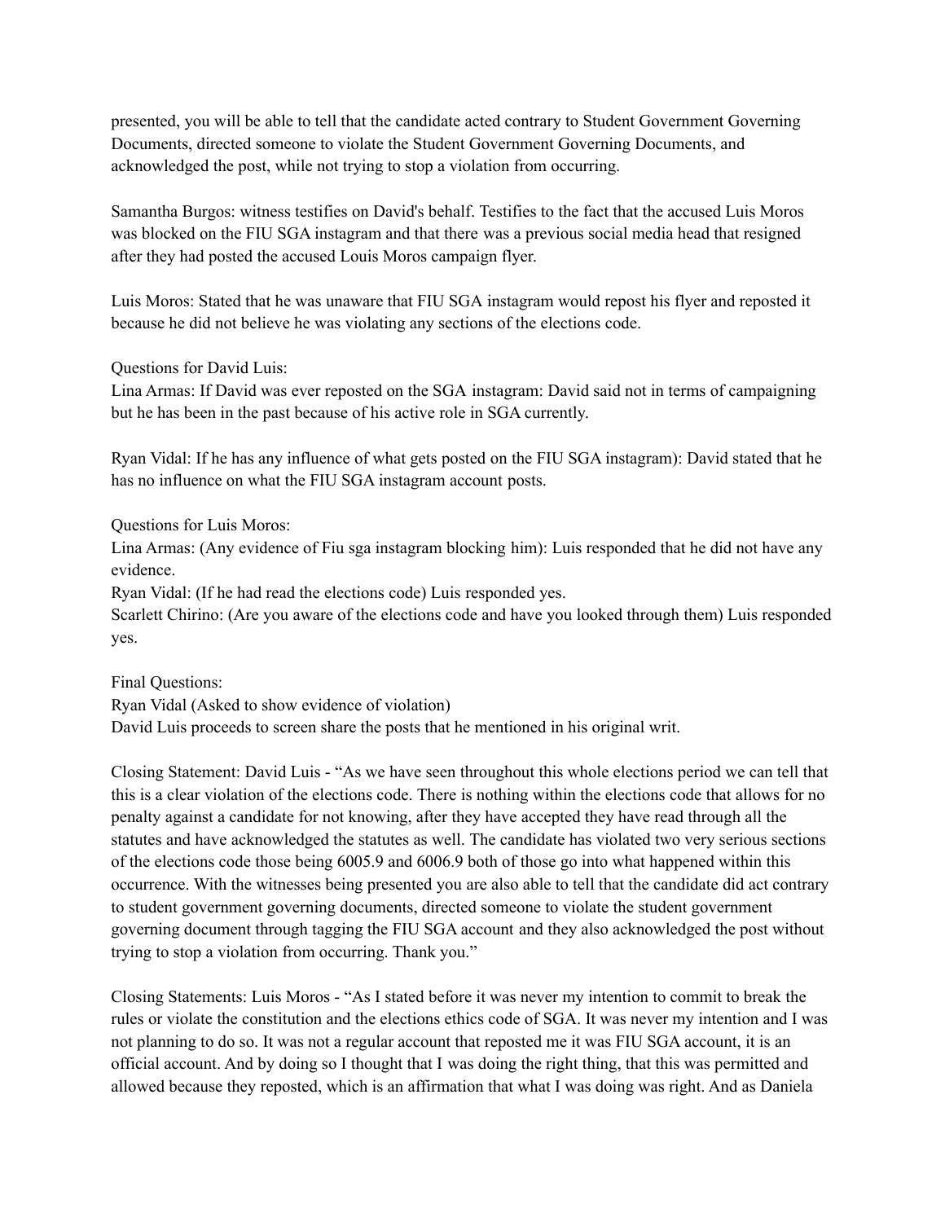presented, you will be able to tell that the candidate acted contrary to Student Government Governing Documents, directed someone to violate the Student Government Governing Documents, and acknowledged the post, while not trying to stop a violation from occurring.

Samantha Burgos: witness testifies on David's behalf. Testifies to the fact that the accused Luis Moros was blocked on the FIU SGA instagram and that there was a previous social media head that resigned after they had posted the accused Louis Moros campaign flyer.

Luis Moros: Stated that he was unaware that FIU SGA instagram would repost his flyer and reposted it because he did not believe he was violating any sections of the elections code.

Questions for David Luis:
Lina Armas: If David was ever reposted on the SGA instagram: David said not in terms of campaigning but he has been in the past because of his active role in SGA currently.

Ryan Vidal: If he has any influence of what gets posted on the FIU SGA instagram): David stated that he has no influence on what the FIU SGA instagram account posts.

Questions for Luis Moros:
Lina Armas: (Any evidence of Fiu sga instagram blocking him): Luis responded that he did not have any evidence.
Ryan Vidal: (If he had read the elections code) Luis responded yes.
Scarlett Chirino: (Are you aware of the elections code and have you looked through them) Luis responded yes.

Final Questions:
Ryan Vidal (Asked to show evidence of violation)
David Luis proceeds to screen share the posts that he mentioned in his original writ.

Closing Statement: David Luis - "As we have seen throughout this whole elections period we can tell that this is a clear violation of the elections code. There is nothing within the elections code that allows for no penalty against a candidate for not knowing, after they have accepted they have read through all the statutes and have acknowledged the statutes as well. The candidate has violated two very serious sections of the elections code those being 6005.9 and 6006.9 both of those go into what happened within this occurrence. With the witnesses being presented you are also able to tell that the candidate did act contrary to student government governing documents, directed someone to violate the student government governing document through tagging the FIU SGA account and they also acknowledged the post without trying to stop a violation from occurring. Thank you."

Closing Statements: Luis Moros - "As I stated before it was never my intention to commit to break the rules or violate the constitution and the elections ethics code of SGA. It was never my intention and I was not planning to do so. It was not a regular account that reposted me it was FIU SGA account, it is an official account. And by doing so I thought that I was doing the right thing, that this was permitted and allowed because they reposted, which is an affirmation that what I was doing was right. And as Daniela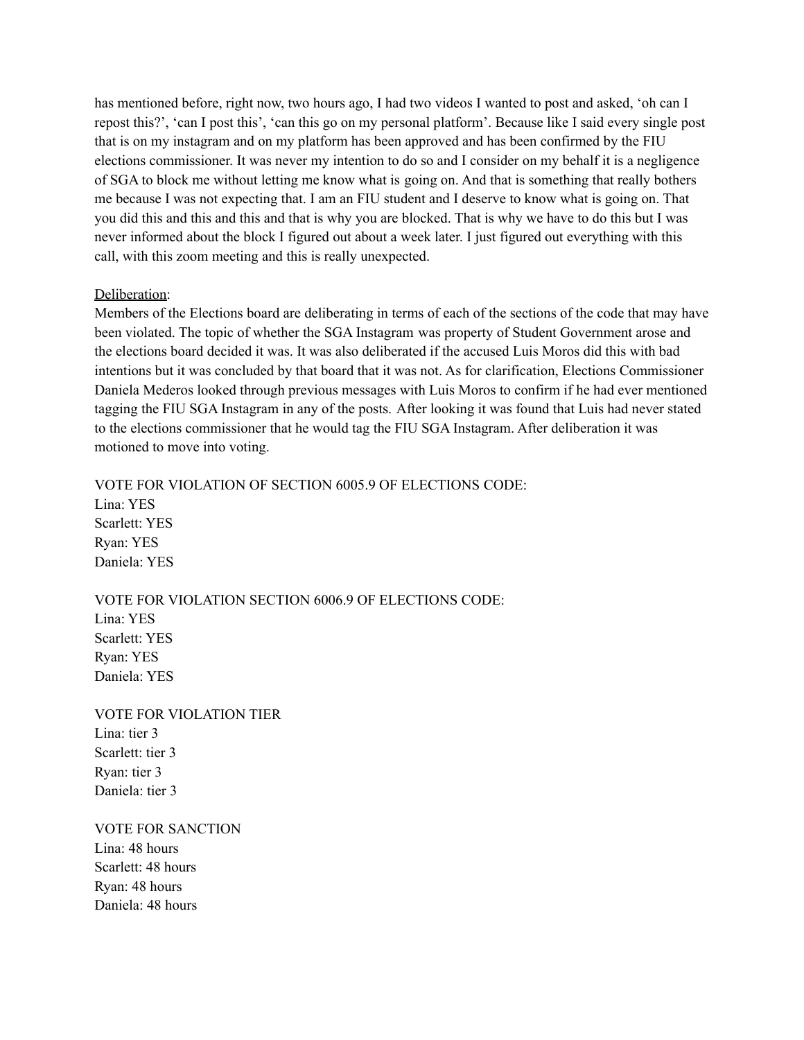has mentioned before, right now, two hours ago, I had two videos I wanted to post and asked, 'oh can I repost this?', 'can I post this', 'can this go on my personal platform'. Because like I said every single post that is on my instagram and on my platform has been approved and has been confirmed by the FIU elections commissioner. It was never my intention to do so and I consider on my behalf it is a negligence of SGA to block me without letting me know what is going on. And that is something that really bothers me because I was not expecting that. I am an FIU student and I deserve to know what is going on. That you did this and this and this and that is why you are blocked. That is why we have to do this but I was never informed about the block I figured out about a week later. I just figured out everything with this call, with this zoom meeting and this is really unexpected.

<u>Deliberation</u>:
Members of the Elections board are deliberating in terms of each of the sections of the code that may have been violated. The topic of whether the SGA Instagram was property of Student Government arose and the elections board decided it was. It was also deliberated if the accused Luis Moros did this with bad intentions but it was concluded by that board that it was not. As for clarification, Elections Commissioner Daniela Mederos looked through previous messages with Luis Moros to confirm if he had ever mentioned tagging the FIU SGA Instagram in any of the posts. After looking it was found that Luis had never stated to the elections commissioner that he would tag the FIU SGA Instagram. After deliberation it was motioned to move into voting.

VOTE FOR VIOLATION OF SECTION 6005.9 OF ELECTIONS CODE:
Lina: YES
Scarlett: YES
Ryan: YES
Daniela: YES

VOTE FOR VIOLATION SECTION 6006.9 OF ELECTIONS CODE:
Lina: YES
Scarlett: YES
Ryan: YES
Daniela: YES

VOTE FOR VIOLATION TIER
Lina: tier 3
Scarlett: tier 3
Ryan: tier 3
Daniela: tier 3

VOTE FOR SANCTION
Lina: 48 hours
Scarlett: 48 hours
Ryan: 48 hours
Daniela: 48 hours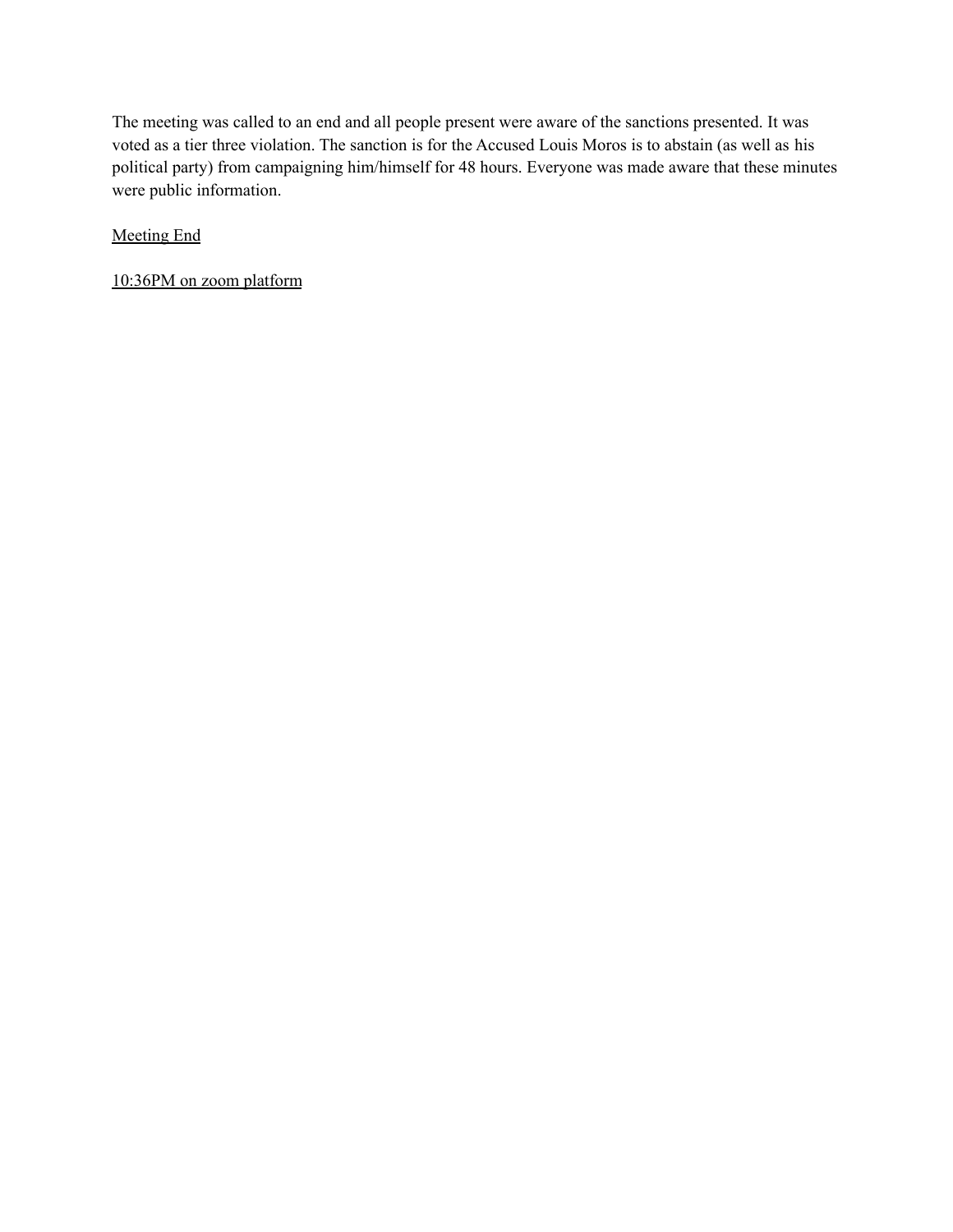The meeting was called to an end and all people present were aware of the sanctions presented. It was voted as a tier three violation. The sanction is for the Accused Louis Moros is to abstain (as well as his political party) from campaigning him/himself for 48 hours. Everyone was made aware that these minutes were public information.

<u>Meeting End</u>

<u>10:36PM on zoom platform</u>